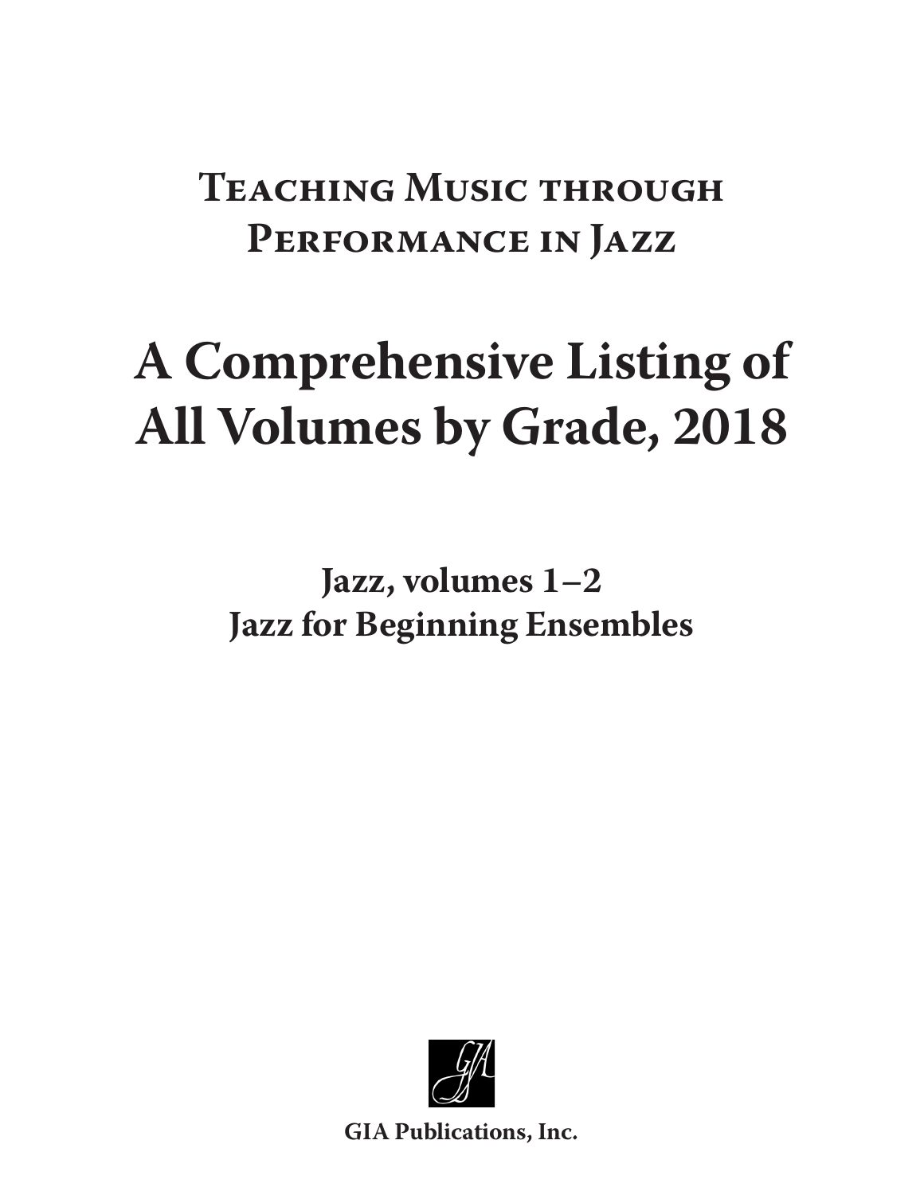# Teaching Music through Performance in Jazz

# A Comprehensive Listing of All Volumes by Grade, 2018

**Jazz, volumes 1–2**
**Jazz for Beginning Ensembles**

**GIA Publications, Inc.**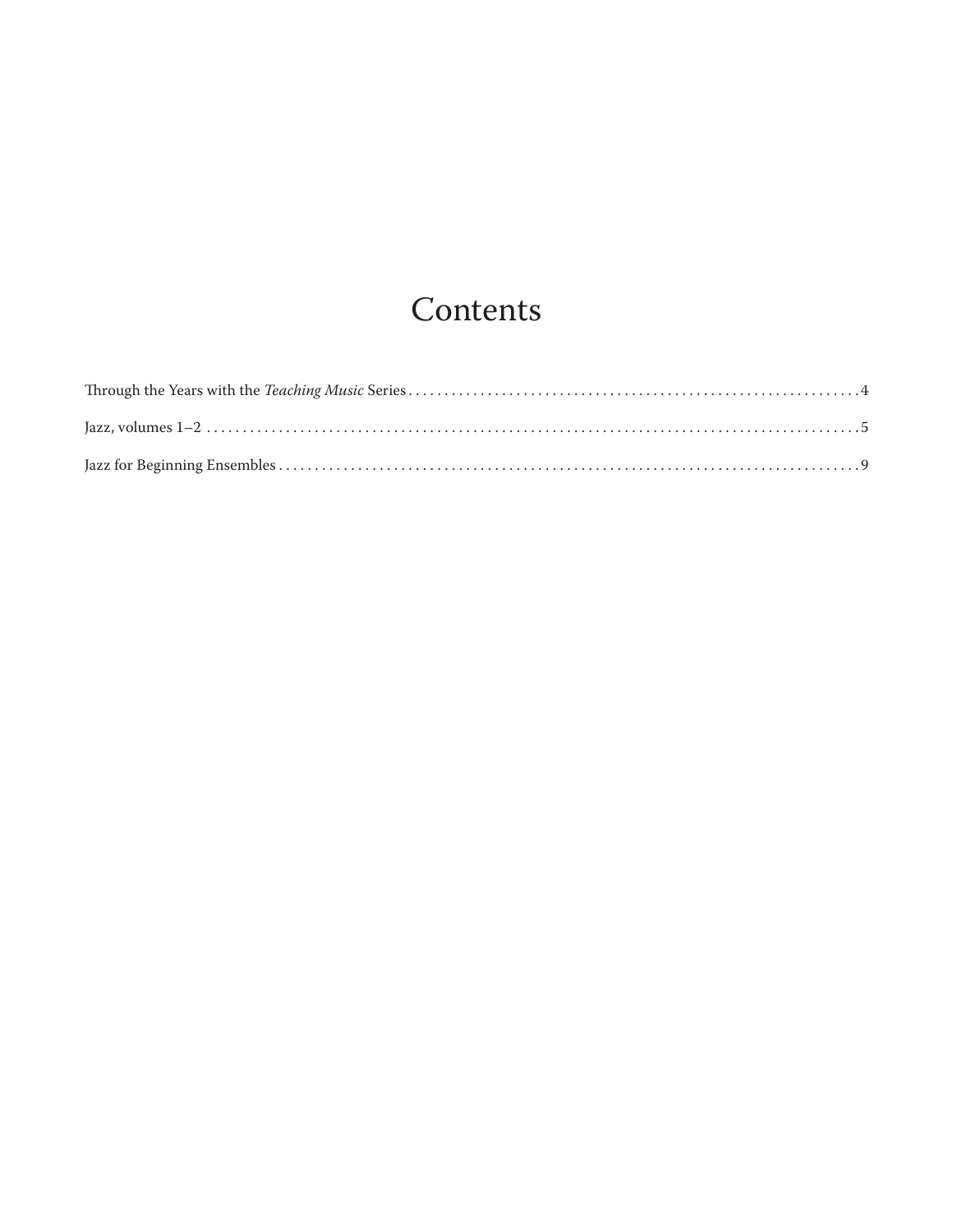# Contents

Through the Years with the *Teaching Music* Series . . . . . . . . . . . . . . . . . . . . . . . . . . . . . . . . . . . . . . . . . . . . . . . . . . . . . . . . . . . . . . 4

Jazz, volumes 1–2 . . . . . . . . . . . . . . . . . . . . . . . . . . . . . . . . . . . . . . . . . . . . . . . . . . . . . . . . . . . . . . . . . . . . . . . . . . . . . . . . . . . . . . . 5

Jazz for Beginning Ensembles . . . . . . . . . . . . . . . . . . . . . . . . . . . . . . . . . . . . . . . . . . . . . . . . . . . . . . . . . . . . . . . . . . . . . . . . . . . . 9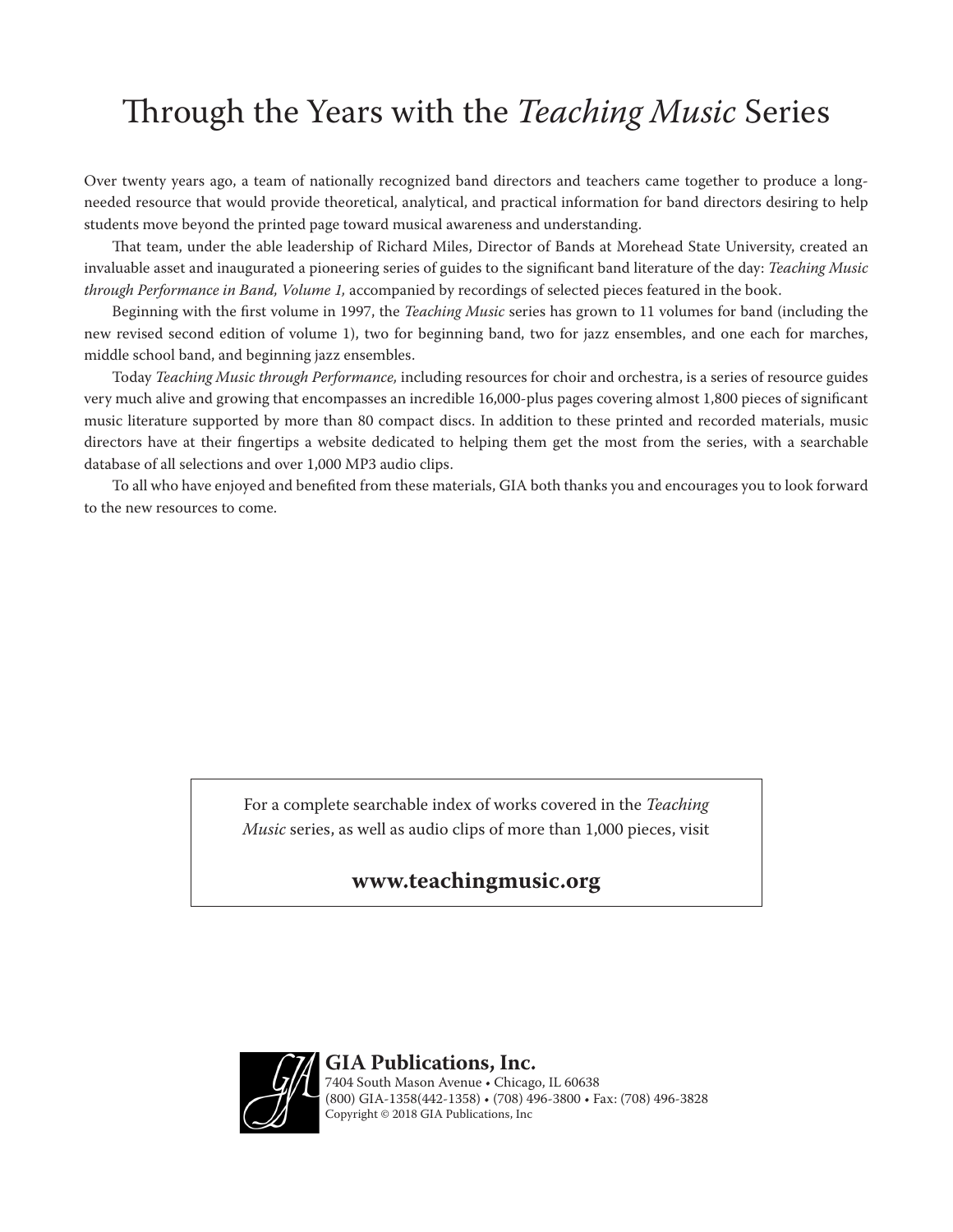# Through the Years with the *Teaching Music* Series

Over twenty years ago, a team of nationally recognized band directors and teachers came together to produce a long-needed resource that would provide theoretical, analytical, and practical information for band directors desiring to help students move beyond the printed page toward musical awareness and understanding.

That team, under the able leadership of Richard Miles, Director of Bands at Morehead State University, created an invaluable asset and inaugurated a pioneering series of guides to the significant band literature of the day: *Teaching Music through Performance in Band, Volume 1,* accompanied by recordings of selected pieces featured in the book.

Beginning with the first volume in 1997, the *Teaching Music* series has grown to 11 volumes for band (including the new revised second edition of volume 1), two for beginning band, two for jazz ensembles, and one each for marches, middle school band, and beginning jazz ensembles.

Today *Teaching Music through Performance,* including resources for choir and orchestra, is a series of resource guides very much alive and growing that encompasses an incredible 16,000-plus pages covering almost 1,800 pieces of significant music literature supported by more than 80 compact discs. In addition to these printed and recorded materials, music directors have at their fingertips a website dedicated to helping them get the most from the series, with a searchable database of all selections and over 1,000 MP3 audio clips.

To all who have enjoyed and benefited from these materials, GIA both thanks you and encourages you to look forward to the new resources to come.

For a complete searchable index of works covered in the *Teaching Music* series, as well as audio clips of more than 1,000 pieces, visit

**www.teachingmusic.org**

**GIA Publications, Inc.**
7404 South Mason Avenue • Chicago, IL 60638
(800) GIA-1358(442-1358) • (708) 496-3800 • Fax: (708) 496-3828
Copyright © 2018 GIA Publications, Inc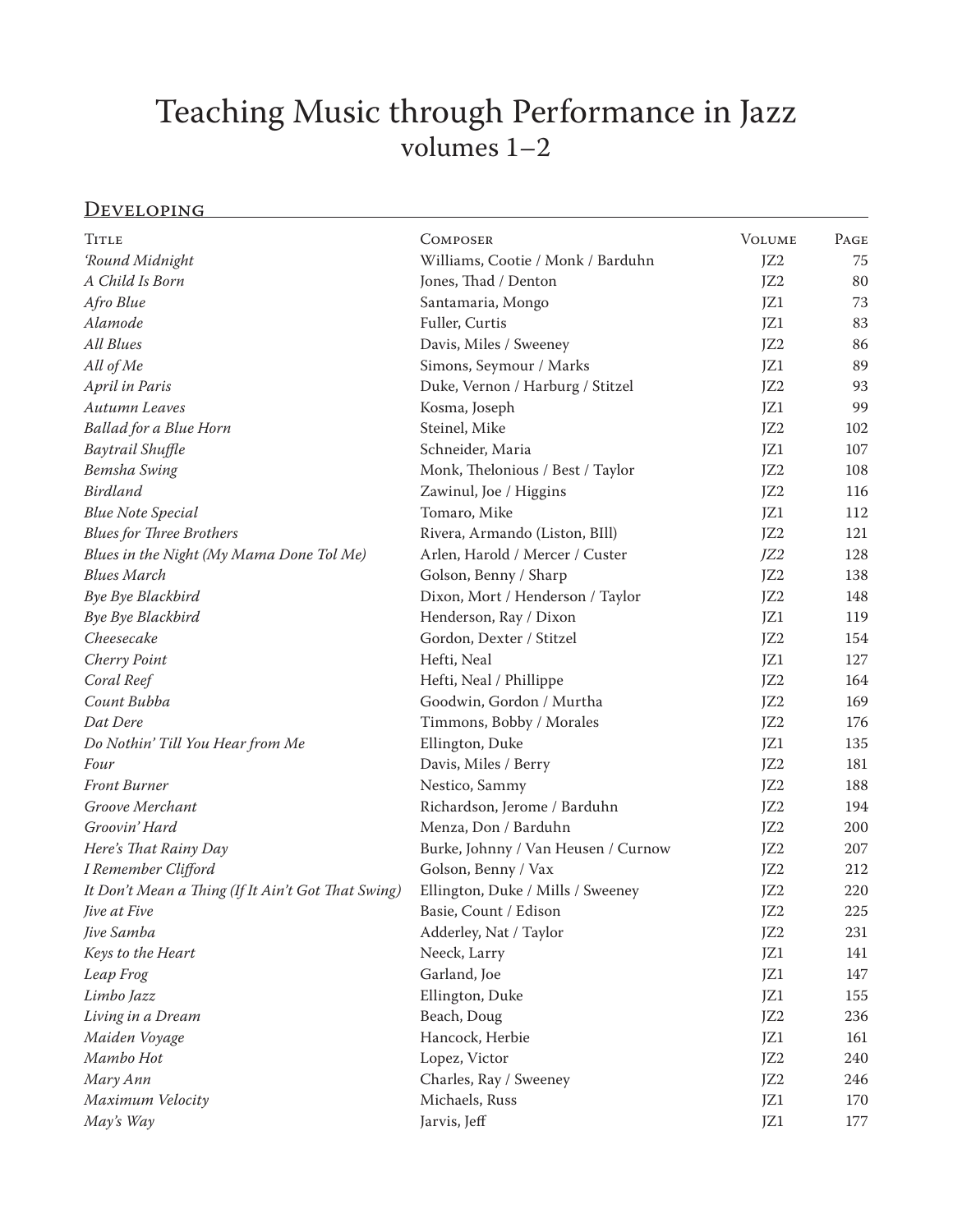# Teaching Music through Performance in Jazz
## volumes 1–2

### Developing

| Title | Composer | Volume | Page |
|---|---|---|---|
| *'Round Midnight* | Williams, Cootie / Monk / Barduhn | JZ2 | 75 |
| *A Child Is Born* | Jones, Thad / Denton | JZ2 | 80 |
| *Afro Blue* | Santamaria, Mongo | JZ1 | 73 |
| *Alamode* | Fuller, Curtis | JZ1 | 83 |
| *All Blues* | Davis, Miles / Sweeney | JZ2 | 86 |
| *All of Me* | Simons, Seymour / Marks | JZ1 | 89 |
| *April in Paris* | Duke, Vernon / Harburg / Stitzel | JZ2 | 93 |
| *Autumn Leaves* | Kosma, Joseph | JZ1 | 99 |
| *Ballad for a Blue Horn* | Steinel, Mike | JZ2 | 102 |
| *Baytrail Shuffle* | Schneider, Maria | JZ1 | 107 |
| *Bemsha Swing* | Monk, Thelonious / Best / Taylor | JZ2 | 108 |
| *Birdland* | Zawinul, Joe / Higgins | JZ2 | 116 |
| *Blue Note Special* | Tomaro, Mike | JZ1 | 112 |
| *Blues for Three Brothers* | Rivera, Armando (Liston, BIll) | JZ2 | 121 |
| *Blues in the Night (My Mama Done Tol Me)* | Arlen, Harold / Mercer / Custer | *JZ2* | 128 |
| *Blues March* | Golson, Benny / Sharp | JZ2 | 138 |
| *Bye Bye Blackbird* | Dixon, Mort / Henderson / Taylor | JZ2 | 148 |
| *Bye Bye Blackbird* | Henderson, Ray / Dixon | JZ1 | 119 |
| *Cheesecake* | Gordon, Dexter / Stitzel | JZ2 | 154 |
| *Cherry Point* | Hefti, Neal | JZ1 | 127 |
| *Coral Reef* | Hefti, Neal / Phillippe | JZ2 | 164 |
| *Count Bubba* | Goodwin, Gordon / Murtha | JZ2 | 169 |
| *Dat Dere* | Timmons, Bobby / Morales | JZ2 | 176 |
| *Do Nothin' Till You Hear from Me* | Ellington, Duke | JZ1 | 135 |
| *Four* | Davis, Miles / Berry | JZ2 | 181 |
| *Front Burner* | Nestico, Sammy | JZ2 | 188 |
| *Groove Merchant* | Richardson, Jerome / Barduhn | JZ2 | 194 |
| *Groovin' Hard* | Menza, Don / Barduhn | JZ2 | 200 |
| *Here's That Rainy Day* | Burke, Johnny / Van Heusen / Curnow | JZ2 | 207 |
| *I Remember Clifford* | Golson, Benny / Vax | JZ2 | 212 |
| *It Don't Mean a Thing (If It Ain't Got That Swing)* | Ellington, Duke / Mills / Sweeney | JZ2 | 220 |
| *Jive at Five* | Basie, Count / Edison | JZ2 | 225 |
| *Jive Samba* | Adderley, Nat / Taylor | JZ2 | 231 |
| *Keys to the Heart* | Neeck, Larry | JZ1 | 141 |
| *Leap Frog* | Garland, Joe | JZ1 | 147 |
| *Limbo Jazz* | Ellington, Duke | JZ1 | 155 |
| *Living in a Dream* | Beach, Doug | JZ2 | 236 |
| *Maiden Voyage* | Hancock, Herbie | JZ1 | 161 |
| *Mambo Hot* | Lopez, Victor | JZ2 | 240 |
| *Mary Ann* | Charles, Ray / Sweeney | JZ2 | 246 |
| *Maximum Velocity* | Michaels, Russ | JZ1 | 170 |
| *May's Way* | Jarvis, Jeff | JZ1 | 177 |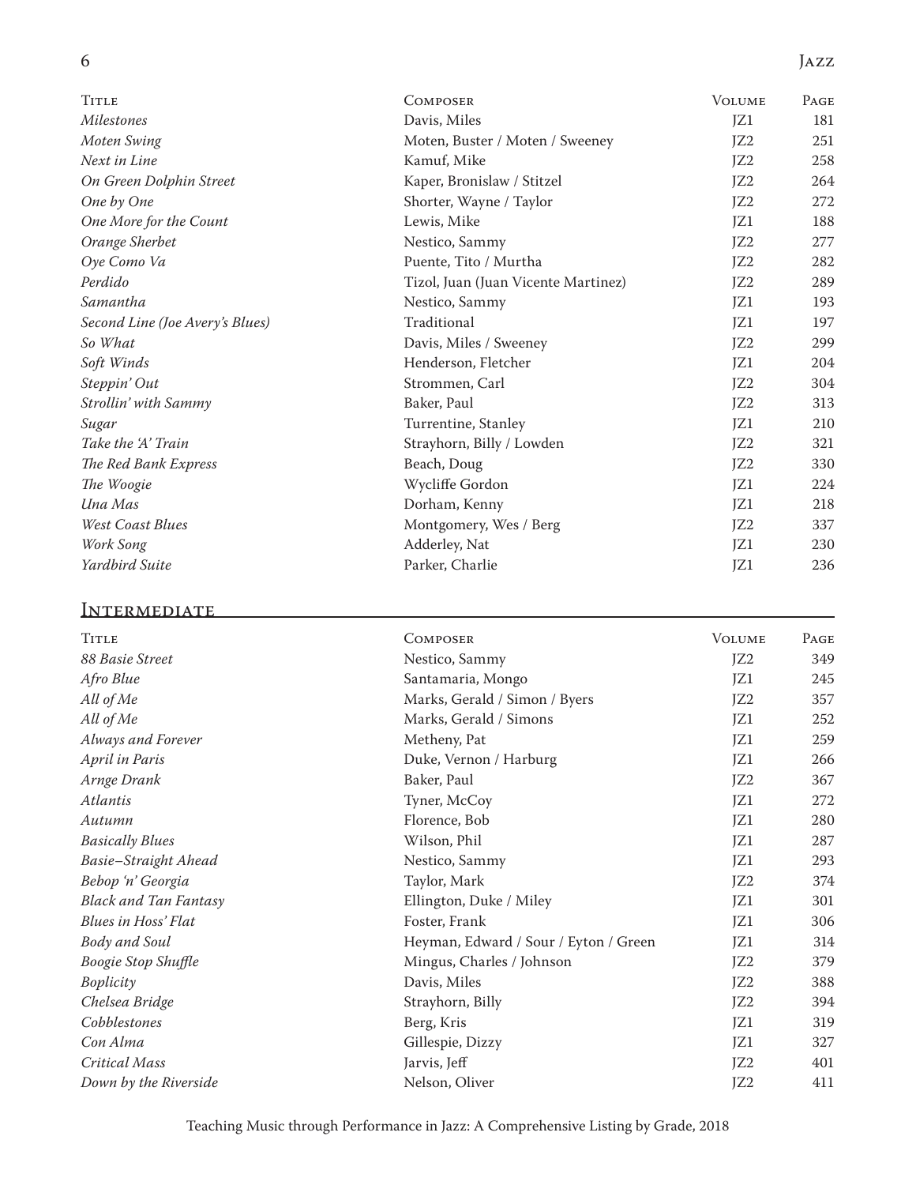| Title | Composer | Volume | Page |
| --- | --- | --- | --- |
| *Milestones* | Davis, Miles | JZ1 | 181 |
| *Moten Swing* | Moten, Buster / Moten / Sweeney | JZ2 | 251 |
| *Next in Line* | Kamuf, Mike | JZ2 | 258 |
| *On Green Dolphin Street* | Kaper, Bronislaw / Stitzel | JZ2 | 264 |
| *One by One* | Shorter, Wayne / Taylor | JZ2 | 272 |
| *One More for the Count* | Lewis, Mike | JZ1 | 188 |
| *Orange Sherbet* | Nestico, Sammy | JZ2 | 277 |
| *Oye Como Va* | Puente, Tito / Murtha | JZ2 | 282 |
| *Perdido* | Tizol, Juan (Juan Vicente Martinez) | JZ2 | 289 |
| *Samantha* | Nestico, Sammy | JZ1 | 193 |
| *Second Line (Joe Avery's Blues)* | Traditional | JZ1 | 197 |
| *So What* | Davis, Miles / Sweeney | JZ2 | 299 |
| *Soft Winds* | Henderson, Fletcher | JZ1 | 204 |
| *Steppin' Out* | Strommen, Carl | JZ2 | 304 |
| *Strollin' with Sammy* | Baker, Paul | JZ2 | 313 |
| *Sugar* | Turrentine, Stanley | JZ1 | 210 |
| *Take the 'A' Train* | Strayhorn, Billy / Lowden | JZ2 | 321 |
| *The Red Bank Express* | Beach, Doug | JZ2 | 330 |
| *The Woogie* | Wycliffe Gordon | JZ1 | 224 |
| *Una Mas* | Dorham, Kenny | JZ1 | 218 |
| *West Coast Blues* | Montgomery, Wes / Berg | JZ2 | 337 |
| *Work Song* | Adderley, Nat | JZ1 | 230 |
| *Yardbird Suite* | Parker, Charlie | JZ1 | 236 |

## Intermediate

| Title | Composer | Volume | Page |
| --- | --- | --- | --- |
| *88 Basie Street* | Nestico, Sammy | JZ2 | 349 |
| *Afro Blue* | Santamaria, Mongo | JZ1 | 245 |
| *All of Me* | Marks, Gerald / Simon / Byers | JZ2 | 357 |
| *All of Me* | Marks, Gerald / Simons | JZ1 | 252 |
| *Always and Forever* | Metheny, Pat | JZ1 | 259 |
| *April in Paris* | Duke, Vernon / Harburg | JZ1 | 266 |
| *Arnge Drank* | Baker, Paul | JZ2 | 367 |
| *Atlantis* | Tyner, McCoy | JZ1 | 272 |
| *Autumn* | Florence, Bob | JZ1 | 280 |
| *Basically Blues* | Wilson, Phil | JZ1 | 287 |
| *Basie–Straight Ahead* | Nestico, Sammy | JZ1 | 293 |
| *Bebop 'n' Georgia* | Taylor, Mark | JZ2 | 374 |
| *Black and Tan Fantasy* | Ellington, Duke / Miley | JZ1 | 301 |
| *Blues in Hoss' Flat* | Foster, Frank | JZ1 | 306 |
| *Body and Soul* | Heyman, Edward / Sour / Eyton / Green | JZ1 | 314 |
| *Boogie Stop Shuffle* | Mingus, Charles / Johnson | JZ2 | 379 |
| *Boplicity* | Davis, Miles | JZ2 | 388 |
| *Chelsea Bridge* | Strayhorn, Billy | JZ2 | 394 |
| *Cobblestones* | Berg, Kris | JZ1 | 319 |
| *Con Alma* | Gillespie, Dizzy | JZ1 | 327 |
| *Critical Mass* | Jarvis, Jeff | JZ2 | 401 |
| *Down by the Riverside* | Nelson, Oliver | JZ2 | 411 |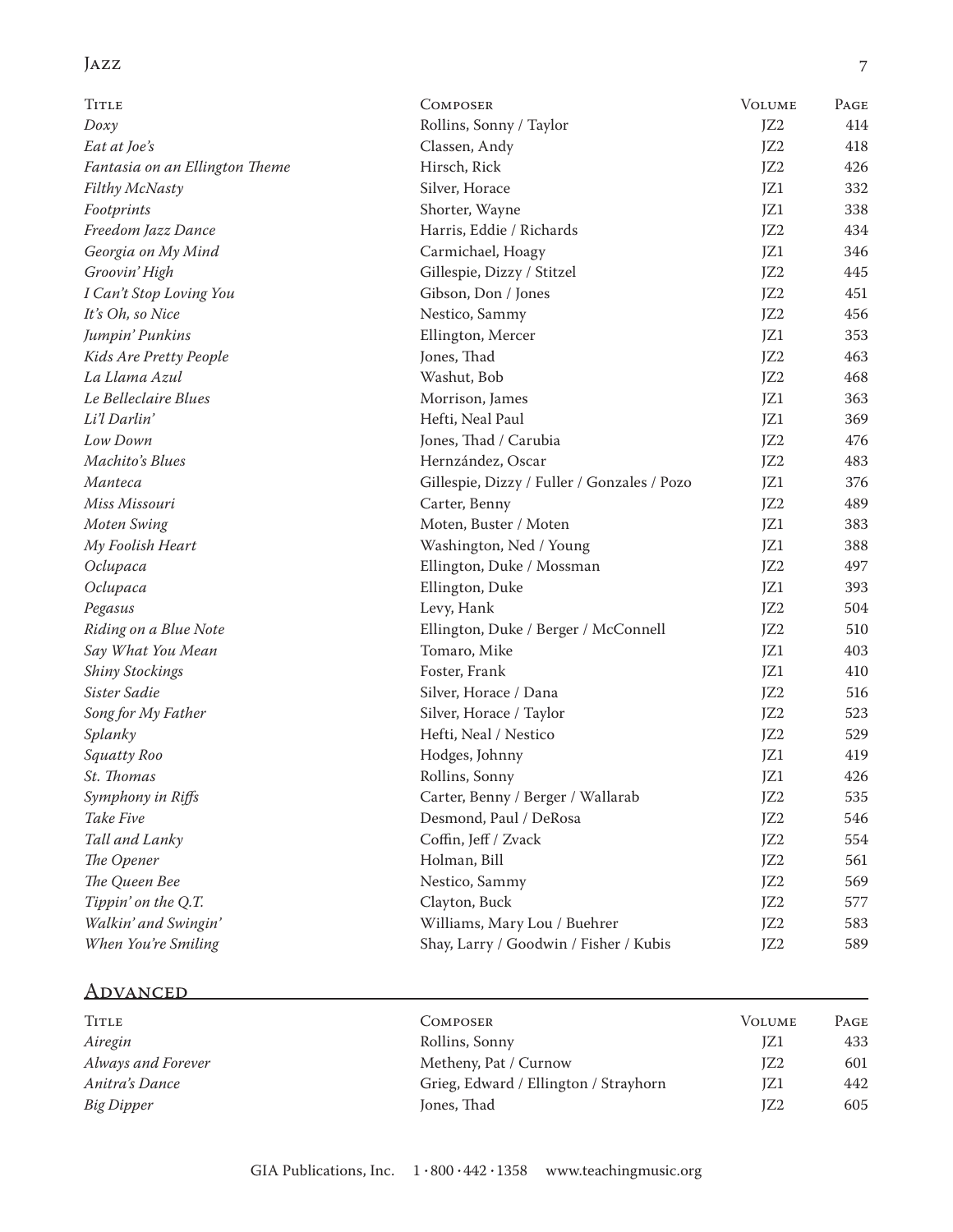# Jazz

| Title | Composer | Volume | Page |
|---|---|---|---|
| *Doxy* | Rollins, Sonny / Taylor | JZ2 | 414 |
| *Eat at Joe's* | Classen, Andy | JZ2 | 418 |
| *Fantasia on an Ellington Theme* | Hirsch, Rick | JZ2 | 426 |
| *Filthy McNasty* | Silver, Horace | JZ1 | 332 |
| *Footprints* | Shorter, Wayne | JZ1 | 338 |
| *Freedom Jazz Dance* | Harris, Eddie / Richards | JZ2 | 434 |
| *Georgia on My Mind* | Carmichael, Hoagy | JZ1 | 346 |
| *Groovin' High* | Gillespie, Dizzy / Stitzel | JZ2 | 445 |
| *I Can't Stop Loving You* | Gibson, Don / Jones | JZ2 | 451 |
| *It's Oh, so Nice* | Nestico, Sammy | JZ2 | 456 |
| *Jumpin' Punkins* | Ellington, Mercer | JZ1 | 353 |
| *Kids Are Pretty People* | Jones, Thad | JZ2 | 463 |
| *La Llama Azul* | Washut, Bob | JZ2 | 468 |
| *Le Belleclaire Blues* | Morrison, James | JZ1 | 363 |
| *Li'l Darlin'* | Hefti, Neal Paul | JZ1 | 369 |
| *Low Down* | Jones, Thad / Carubia | JZ2 | 476 |
| *Machito's Blues* | Hernzández, Oscar | JZ2 | 483 |
| *Manteca* | Gillespie, Dizzy / Fuller / Gonzales / Pozo | JZ1 | 376 |
| *Miss Missouri* | Carter, Benny | JZ2 | 489 |
| *Moten Swing* | Moten, Buster / Moten | JZ1 | 383 |
| *My Foolish Heart* | Washington, Ned / Young | JZ1 | 388 |
| *Oclupaca* | Ellington, Duke / Mossman | JZ2 | 497 |
| *Oclupaca* | Ellington, Duke | JZ1 | 393 |
| *Pegasus* | Levy, Hank | JZ2 | 504 |
| *Riding on a Blue Note* | Ellington, Duke / Berger / McConnell | JZ2 | 510 |
| *Say What You Mean* | Tomaro, Mike | JZ1 | 403 |
| *Shiny Stockings* | Foster, Frank | JZ1 | 410 |
| *Sister Sadie* | Silver, Horace / Dana | JZ2 | 516 |
| *Song for My Father* | Silver, Horace / Taylor | JZ2 | 523 |
| *Splanky* | Hefti, Neal / Nestico | JZ2 | 529 |
| *Squatty Roo* | Hodges, Johnny | JZ1 | 419 |
| *St. Thomas* | Rollins, Sonny | JZ1 | 426 |
| *Symphony in Riffs* | Carter, Benny / Berger / Wallarab | JZ2 | 535 |
| *Take Five* | Desmond, Paul / DeRosa | JZ2 | 546 |
| *Tall and Lanky* | Coffin, Jeff / Zvack | JZ2 | 554 |
| *The Opener* | Holman, Bill | JZ2 | 561 |
| *The Queen Bee* | Nestico, Sammy | JZ2 | 569 |
| *Tippin' on the Q.T.* | Clayton, Buck | JZ2 | 577 |
| *Walkin' and Swingin'* | Williams, Mary Lou / Buehrer | JZ2 | 583 |
| *When You're Smiling* | Shay, Larry / Goodwin / Fisher / Kubis | JZ2 | 589 |

## Advanced

| Title | Composer | Volume | Page |
|---|---|---|---|
| *Airegin* | Rollins, Sonny | JZ1 | 433 |
| *Always and Forever* | Metheny, Pat / Curnow | JZ2 | 601 |
| *Anitra's Dance* | Grieg, Edward / Ellington / Strayhorn | JZ1 | 442 |
| *Big Dipper* | Jones, Thad | JZ2 | 605 |

GIA Publications, Inc. 1·800·442·1358 www.teachingmusic.org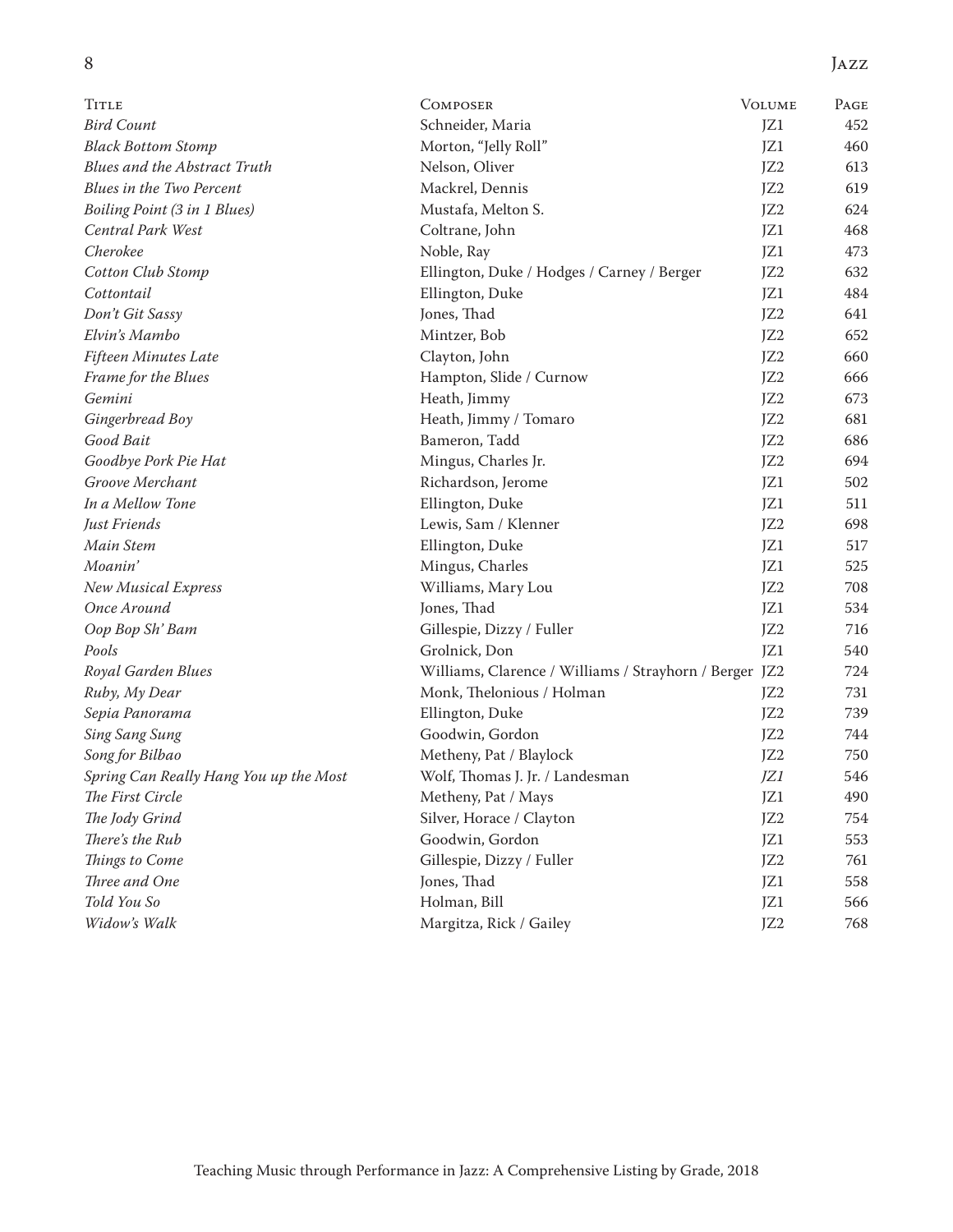| Title | Composer | Volume | Page |
|---|---|---|---|
| *Bird Count* | Schneider, Maria | JZ1 | 452 |
| *Black Bottom Stomp* | Morton, "Jelly Roll" | JZ1 | 460 |
| *Blues and the Abstract Truth* | Nelson, Oliver | JZ2 | 613 |
| *Blues in the Two Percent* | Mackrel, Dennis | JZ2 | 619 |
| *Boiling Point (3 in 1 Blues)* | Mustafa, Melton S. | JZ2 | 624 |
| *Central Park West* | Coltrane, John | JZ1 | 468 |
| *Cherokee* | Noble, Ray | JZ1 | 473 |
| *Cotton Club Stomp* | Ellington, Duke / Hodges / Carney / Berger | JZ2 | 632 |
| *Cottontail* | Ellington, Duke | JZ1 | 484 |
| *Don't Git Sassy* | Jones, Thad | JZ2 | 641 |
| *Elvin's Mambo* | Mintzer, Bob | JZ2 | 652 |
| *Fifteen Minutes Late* | Clayton, John | JZ2 | 660 |
| *Frame for the Blues* | Hampton, Slide / Curnow | JZ2 | 666 |
| *Gemini* | Heath, Jimmy | JZ2 | 673 |
| *Gingerbread Boy* | Heath, Jimmy / Tomaro | JZ2 | 681 |
| *Good Bait* | Bameron, Tadd | JZ2 | 686 |
| *Goodbye Pork Pie Hat* | Mingus, Charles Jr. | JZ2 | 694 |
| *Groove Merchant* | Richardson, Jerome | JZ1 | 502 |
| *In a Mellow Tone* | Ellington, Duke | JZ1 | 511 |
| *Just Friends* | Lewis, Sam / Klenner | JZ2 | 698 |
| *Main Stem* | Ellington, Duke | JZ1 | 517 |
| *Moanin'* | Mingus, Charles | JZ1 | 525 |
| *New Musical Express* | Williams, Mary Lou | JZ2 | 708 |
| *Once Around* | Jones, Thad | JZ1 | 534 |
| *Oop Bop Sh' Bam* | Gillespie, Dizzy / Fuller | JZ2 | 716 |
| *Pools* | Grolnick, Don | JZ1 | 540 |
| *Royal Garden Blues* | Williams, Clarence / Williams / Strayhorn / Berger | JZ2 | 724 |
| *Ruby, My Dear* | Monk, Thelonious / Holman | JZ2 | 731 |
| *Sepia Panorama* | Ellington, Duke | JZ2 | 739 |
| *Sing Sang Sung* | Goodwin, Gordon | JZ2 | 744 |
| *Song for Bilbao* | Metheny, Pat / Blaylock | JZ2 | 750 |
| *Spring Can Really Hang You up the Most* | Wolf, Thomas J. Jr. / Landesman | *JZ1* | 546 |
| *The First Circle* | Metheny, Pat / Mays | JZ1 | 490 |
| *The Jody Grind* | Silver, Horace / Clayton | JZ2 | 754 |
| *There's the Rub* | Goodwin, Gordon | JZ1 | 553 |
| *Things to Come* | Gillespie, Dizzy / Fuller | JZ2 | 761 |
| *Three and One* | Jones, Thad | JZ1 | 558 |
| *Told You So* | Holman, Bill | JZ1 | 566 |
| *Widow's Walk* | Margitza, Rick / Gailey | JZ2 | 768 |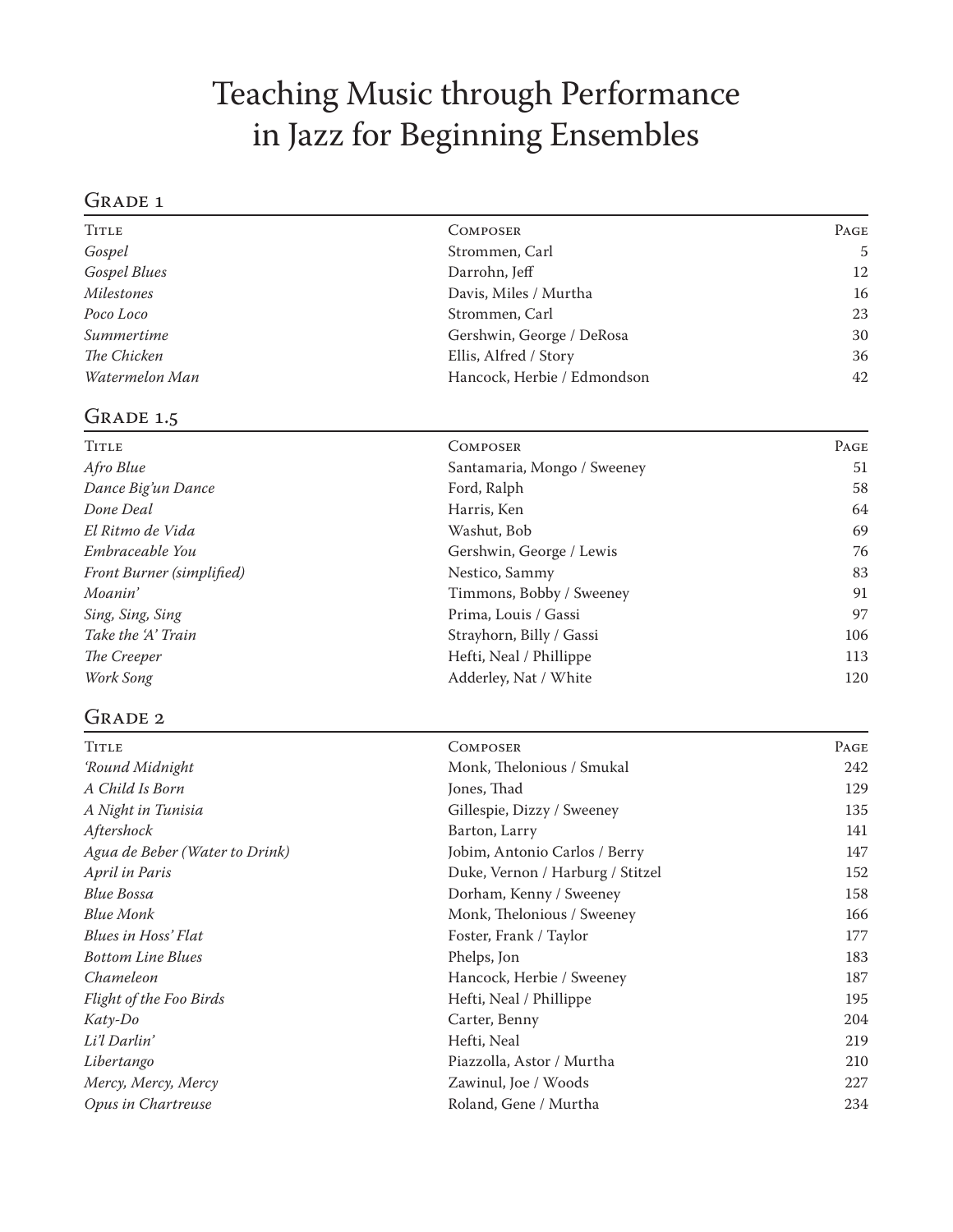# Teaching Music through Performance in Jazz for Beginning Ensembles

## Grade 1

| Title | Composer | Page |
|---|---|---|
| *Gospel* | Strommen, Carl | 5 |
| *Gospel Blues* | Darrohn, Jeff | 12 |
| *Milestones* | Davis, Miles / Murtha | 16 |
| *Poco Loco* | Strommen, Carl | 23 |
| *Summertime* | Gershwin, George / DeRosa | 30 |
| *The Chicken* | Ellis, Alfred / Story | 36 |
| *Watermelon Man* | Hancock, Herbie / Edmondson | 42 |

## Grade 1.5

| Title | Composer | Page |
|---|---|---|
| *Afro Blue* | Santamaria, Mongo / Sweeney | 51 |
| *Dance Big'un Dance* | Ford, Ralph | 58 |
| *Done Deal* | Harris, Ken | 64 |
| *El Ritmo de Vida* | Washut, Bob | 69 |
| *Embraceable You* | Gershwin, George / Lewis | 76 |
| *Front Burner (simplified)* | Nestico, Sammy | 83 |
| *Moanin'* | Timmons, Bobby / Sweeney | 91 |
| *Sing, Sing, Sing* | Prima, Louis / Gassi | 97 |
| *Take the 'A' Train* | Strayhorn, Billy / Gassi | 106 |
| *The Creeper* | Hefti, Neal / Phillippe | 113 |
| *Work Song* | Adderley, Nat / White | 120 |

## Grade 2

| Title | Composer | Page |
|---|---|---|
| *'Round Midnight* | Monk, Thelonious / Smukal | 242 |
| *A Child Is Born* | Jones, Thad | 129 |
| *A Night in Tunisia* | Gillespie, Dizzy / Sweeney | 135 |
| *Aftershock* | Barton, Larry | 141 |
| *Agua de Beber (Water to Drink)* | Jobim, Antonio Carlos / Berry | 147 |
| *April in Paris* | Duke, Vernon / Harburg / Stitzel | 152 |
| *Blue Bossa* | Dorham, Kenny / Sweeney | 158 |
| *Blue Monk* | Monk, Thelonious / Sweeney | 166 |
| *Blues in Hoss' Flat* | Foster, Frank / Taylor | 177 |
| *Bottom Line Blues* | Phelps, Jon | 183 |
| *Chameleon* | Hancock, Herbie / Sweeney | 187 |
| *Flight of the Foo Birds* | Hefti, Neal / Phillippe | 195 |
| *Katy-Do* | Carter, Benny | 204 |
| *Li'l Darlin'* | Hefti, Neal | 219 |
| *Libertango* | Piazzolla, Astor / Murtha | 210 |
| *Mercy, Mercy, Mercy* | Zawinul, Joe / Woods | 227 |
| *Opus in Chartreuse* | Roland, Gene / Murtha | 234 |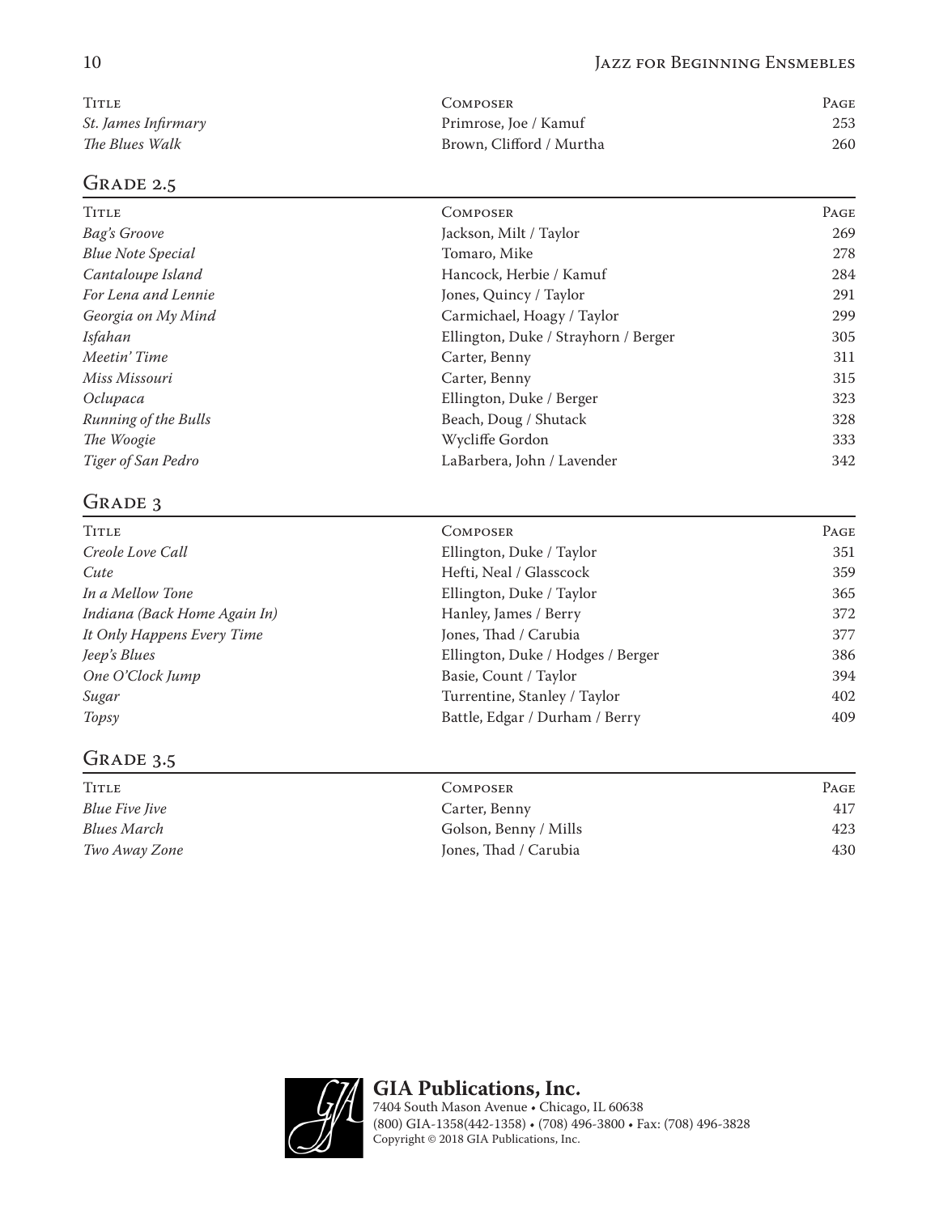| Title | Composer | Page |
| --- | --- | --- |
| *St. James Infirmary* | Primrose, Joe / Kamuf | 253 |
| *The Blues Walk* | Brown, Clifford / Murtha | 260 |

## Grade 2.5

| Title | Composer | Page |
| --- | --- | --- |
| *Bag's Groove* | Jackson, Milt / Taylor | 269 |
| *Blue Note Special* | Tomaro, Mike | 278 |
| *Cantaloupe Island* | Hancock, Herbie / Kamuf | 284 |
| *For Lena and Lennie* | Jones, Quincy / Taylor | 291 |
| *Georgia on My Mind* | Carmichael, Hoagy / Taylor | 299 |
| *Isfahan* | Ellington, Duke / Strayhorn / Berger | 305 |
| *Meetin' Time* | Carter, Benny | 311 |
| *Miss Missouri* | Carter, Benny | 315 |
| *Oclupaca* | Ellington, Duke / Berger | 323 |
| *Running of the Bulls* | Beach, Doug / Shutack | 328 |
| *The Woogie* | Wycliffe Gordon | 333 |
| *Tiger of San Pedro* | LaBarbera, John / Lavender | 342 |

## Grade 3

| Title | Composer | Page |
| --- | --- | --- |
| *Creole Love Call* | Ellington, Duke / Taylor | 351 |
| *Cute* | Hefti, Neal / Glasscock | 359 |
| *In a Mellow Tone* | Ellington, Duke / Taylor | 365 |
| *Indiana (Back Home Again In)* | Hanley, James / Berry | 372 |
| *It Only Happens Every Time* | Jones, Thad / Carubia | 377 |
| *Jeep's Blues* | Ellington, Duke / Hodges / Berger | 386 |
| *One O'Clock Jump* | Basie, Count / Taylor | 394 |
| *Sugar* | Turrentine, Stanley / Taylor | 402 |
| *Topsy* | Battle, Edgar / Durham / Berry | 409 |

## Grade 3.5

| Title | Composer | Page |
| --- | --- | --- |
| *Blue Five Jive* | Carter, Benny | 417 |
| *Blues March* | Golson, Benny / Mills | 423 |
| *Two Away Zone* | Jones, Thad / Carubia | 430 |

**GIA Publications, Inc.**
7404 South Mason Avenue • Chicago, IL 60638
(800) GIA-1358(442-1358) • (708) 496-3800 • Fax: (708) 496-3828
Copyright © 2018 GIA Publications, Inc.